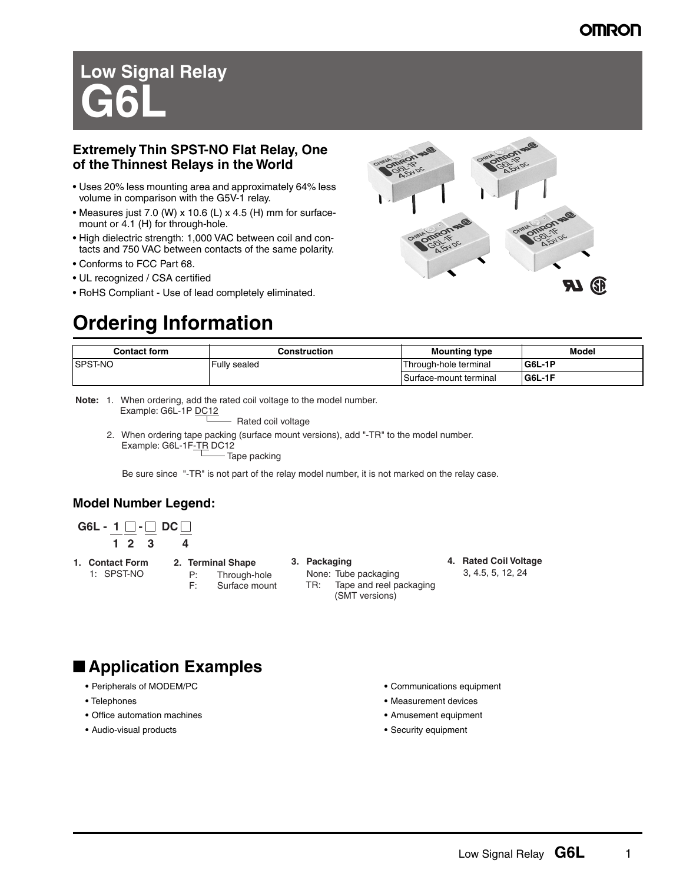# Low Signal Relay G6L

### Extremely Thin SPST-NO Flat Relay, One of the Thinnest Relays in the World

- Uses 20% less mounting area and approximately 64% less volume in comparison with the G5V-1 relay.
- Measures just 7.0 (W) x 10.6 (L) x 4.5 (H) mm for surface-mount or 4.1 (H) for through-hole.
- High dielectric strength: 1,000 VAC between coil and contacts and 750 VAC between contacts of the same polarity.
- Conforms to FCC Part 68.
- UL recognized / CSA certified
- RoHS Compliant - Use of lead completely eliminated.

## Ordering Information

| Contact form | Construction | Mounting type | Model |
|---|---|---|---|
| SPST-NO | Fully sealed | Through-hole terminal | **G6L-1P** |
| | | Surface-mount terminal | **G6L-1F** |

**Note:** 1. When ordering, add the rated coil voltage to the model number.
Example: G6L-1P DC12 (DC12: Rated coil voltage)

2. When ordering tape packing (surface mount versions), add "-TR" to the model number.
Example: G6L-1F-TR DC12 (-TR: Tape packing)

Be sure since "-TR" is not part of the relay model number, it is not marked on the relay case.

### Model Number Legend:

G6L - 1 □ - □ DC □

1 2 3 4

1. **Contact Form**
   - 1: SPST-NO
2. **Terminal Shape**
   - P: Through-hole
   - F: Surface mount
3. **Packaging**
   - None: Tube packaging
   - TR: Tape and reel packaging (SMT versions)
4. **Rated Coil Voltage**
   - 3, 4.5, 5, 12, 24

## ■ Application Examples

- Peripherals of MODEM/PC
- Telephones
- Office automation machines
- Audio-visual products
- Communications equipment
- Measurement devices
- Amusement equipment
- Security equipment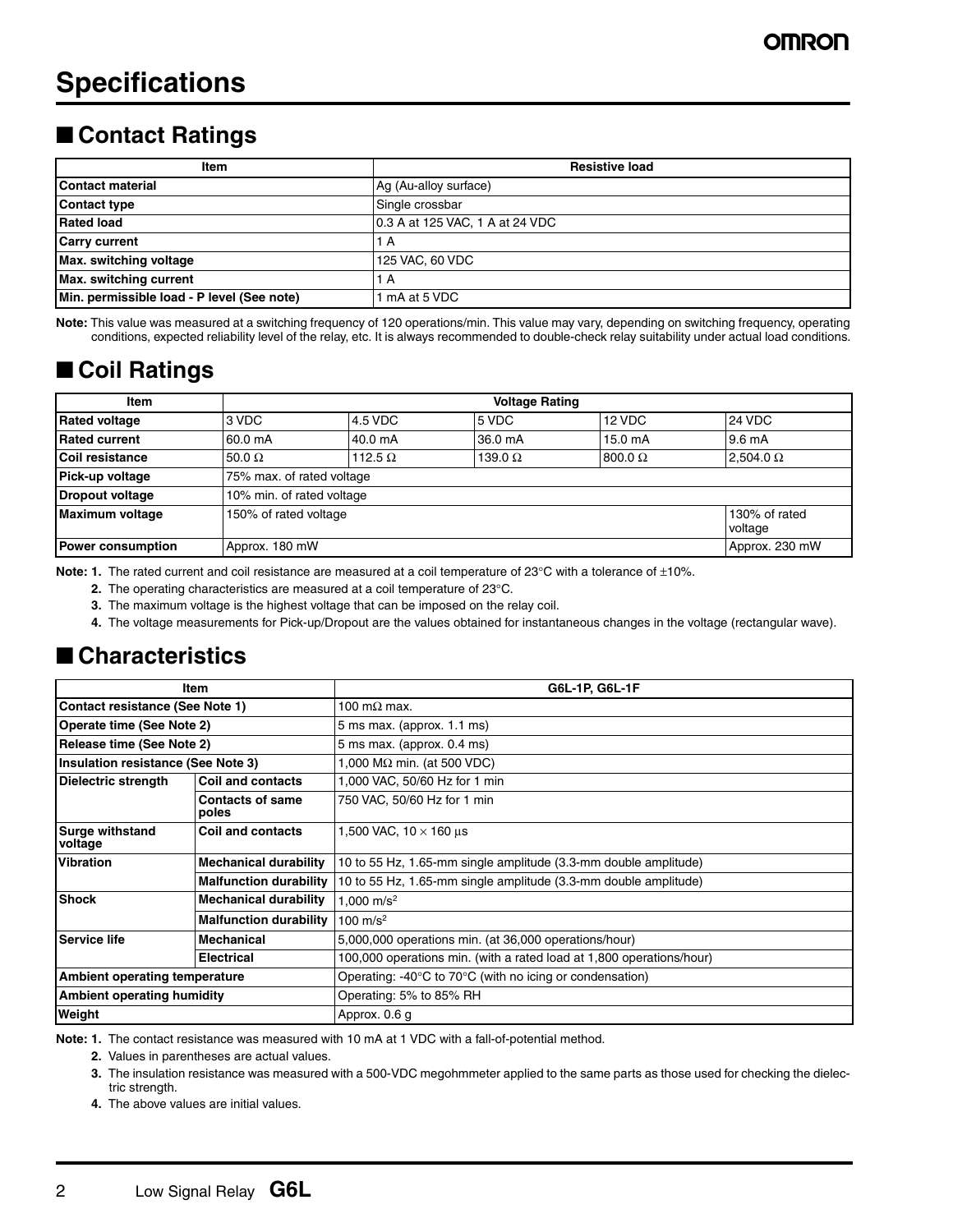# Specifications

## ■ Contact Ratings

| Item | Resistive load |
|---|---|
| **Contact material** | Ag (Au-alloy surface) |
| **Contact type** | Single crossbar |
| **Rated load** | 0.3 A at 125 VAC, 1 A at 24 VDC |
| **Carry current** | 1 A |
| **Max. switching voltage** | 125 VAC, 60 VDC |
| **Max. switching current** | 1 A |
| **Min. permissible load - P level (See note)** | 1 mA at 5 VDC |

**Note:** This value was measured at a switching frequency of 120 operations/min. This value may vary, depending on switching frequency, operating conditions, expected reliability level of the relay, etc. It is always recommended to double-check relay suitability under actual load conditions.

## ■ Coil Ratings

| Item | Voltage Rating | | | | |
|---|---|---|---|---|---|
| **Rated voltage** | 3 VDC | 4.5 VDC | 5 VDC | 12 VDC | 24 VDC |
| **Rated current** | 60.0 mA | 40.0 mA | 36.0 mA | 15.0 mA | 9.6 mA |
| **Coil resistance** | 50.0 Ω | 112.5 Ω | 139.0 Ω | 800.0 Ω | 2,504.0 Ω |
| **Pick-up voltage** | 75% max. of rated voltage | | | | |
| **Dropout voltage** | 10% min. of rated voltage | | | | |
| **Maximum voltage** | 150% of rated voltage | | | | 130% of rated voltage |
| **Power consumption** | Approx. 180 mW | | | | Approx. 230 mW |

**Note: 1.** The rated current and coil resistance are measured at a coil temperature of 23°C with a tolerance of ±10%.

**2.** The operating characteristics are measured at a coil temperature of 23°C.

**3.** The maximum voltage is the highest voltage that can be imposed on the relay coil.

**4.** The voltage measurements for Pick-up/Dropout are the values obtained for instantaneous changes in the voltage (rectangular wave).

## ■ Characteristics

| Item | | G6L-1P, G6L-1F |
|---|---|---|
| **Contact resistance (See Note 1)** | | 100 mΩ max. |
| **Operate time (See Note 2)** | | 5 ms max. (approx. 1.1 ms) |
| **Release time (See Note 2)** | | 5 ms max. (approx. 0.4 ms) |
| **Insulation resistance (See Note 3)** | | 1,000 MΩ min. (at 500 VDC) |
| **Dielectric strength** | **Coil and contacts** | 1,000 VAC, 50/60 Hz for 1 min |
| | **Contacts of same poles** | 750 VAC, 50/60 Hz for 1 min |
| **Surge withstand voltage** | **Coil and contacts** | 1,500 VAC, 10 × 160 µs |
| **Vibration** | **Mechanical durability** | 10 to 55 Hz, 1.65-mm single amplitude (3.3-mm double amplitude) |
| | **Malfunction durability** | 10 to 55 Hz, 1.65-mm single amplitude (3.3-mm double amplitude) |
| **Shock** | **Mechanical durability** | 1,000 $m/s^2$ |
| | **Malfunction durability** | 100 $m/s^2$ |
| **Service life** | **Mechanical** | 5,000,000 operations min. (at 36,000 operations/hour) |
| | **Electrical** | 100,000 operations min. (with a rated load at 1,800 operations/hour) |
| **Ambient operating temperature** | | Operating: -40°C to 70°C (with no icing or condensation) |
| **Ambient operating humidity** | | Operating: 5% to 85% RH |
| **Weight** | | Approx. 0.6 g |

**Note: 1.** The contact resistance was measured with 10 mA at 1 VDC with a fall-of-potential method.

**2.** Values in parentheses are actual values.

**3.** The insulation resistance was measured with a 500-VDC megohmmeter applied to the same parts as those used for checking the dielectric strength.

**4.** The above values are initial values.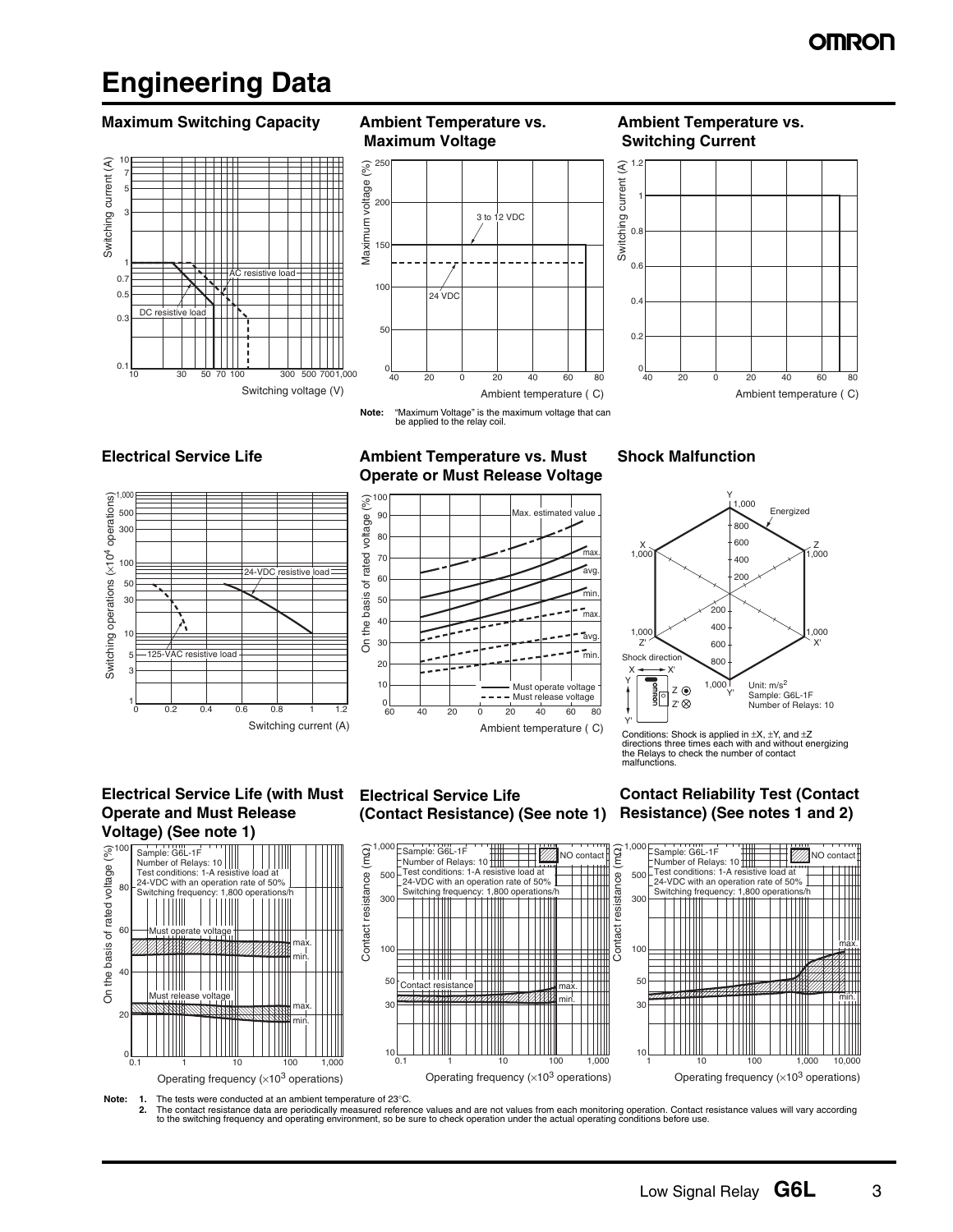# Engineering Data

### Maximum Switching Capacity

### Ambient Temperature vs. Maximum Voltage

**Note:** "Maximum Voltage" is the maximum voltage that can be applied to the relay coil.

### Ambient Temperature vs. Switching Current

### Electrical Service Life

### Ambient Temperature vs. Must Operate or Must Release Voltage

### Shock Malfunction

Unit: m/s²
Sample: G6L-1F
Number of Relays: 10

Conditions: Shock is applied in ±X, ±Y, and ±Z directions three times each with and without energizing the Relays to check the number of contact malfunctions.

### Electrical Service Life (with Must Operate and Must Release Voltage) (See note 1)

Sample: G6L-1F
Number of Relays: 10
Test conditions: 1-A resistive load at 24-VDC with an operation rate of 50%
Switching frequency: 1,800 operations/h

### Electrical Service Life (Contact Resistance) (See note 1)

Sample: G6L-1F
Number of Relays: 10
Test conditions: 1-A resistive load at 24-VDC with an operation rate of 50%
Switching frequency: 1,800 operations/h

### Contact Reliability Test (Contact Resistance) (See notes 1 and 2)

Sample: G6L-1F
Number of Relays: 10
Test conditions: 1-A resistive load at 24-VDC with an operation rate of 50%
Switching frequency: 1,800 operations/h

**Note:**
1. The tests were conducted at an ambient temperature of 23°C.
2. The contact resistance data are periodically measured reference values and are not values from each monitoring operation. Contact resistance values will vary according to the switching frequency and operating environment, so be sure to check operation under the actual operating conditions before use.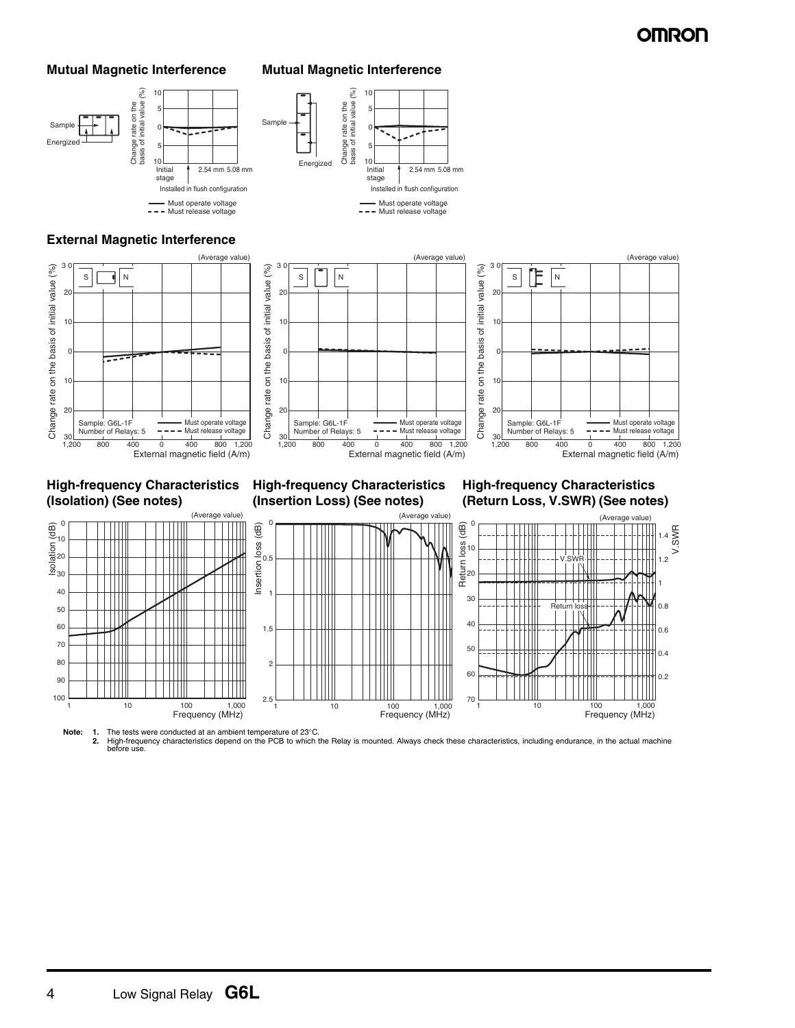### Mutual Magnetic Interference

Sample

Energized

Change rate on the basis of initial value (%)

Initial stage — 2.54 mm — 5.08 mm

Installed in flush configuration

—— Must operate voltage
- - - Must release voltage

### Mutual Magnetic Interference

Sample

Energized

Change rate on the basis of initial value (%)

Initial stage — 2.54 mm — 5.08 mm

Installed in flush configuration

—— Must operate voltage
- - - Must release voltage

### External Magnetic Interference

(Average value)

Change rate on the basis of initial value (%)

Sample: G6L-1F
Number of Relays: 5

—— Must operate voltage
- - - Must release voltage

External magnetic field (A/m)

### High-frequency Characteristics (Isolation) (See notes)

(Average value)

Isolation (dB)

Frequency (MHz)

### High-frequency Characteristics (Insertion Loss) (See notes)

(Average value)

Insertion loss (dB)

Frequency (MHz)

### High-frequency Characteristics (Return Loss, V.SWR) (See notes)

(Average value)

Return loss (dB)

V.SWR

Return loss

Frequency (MHz)

**Note:**
1. The tests were conducted at an ambient temperature of 23°C.
2. High-frequency characteristics depend on the PCB to which the Relay is mounted. Always check these characteristics, including endurance, in the actual machine before use.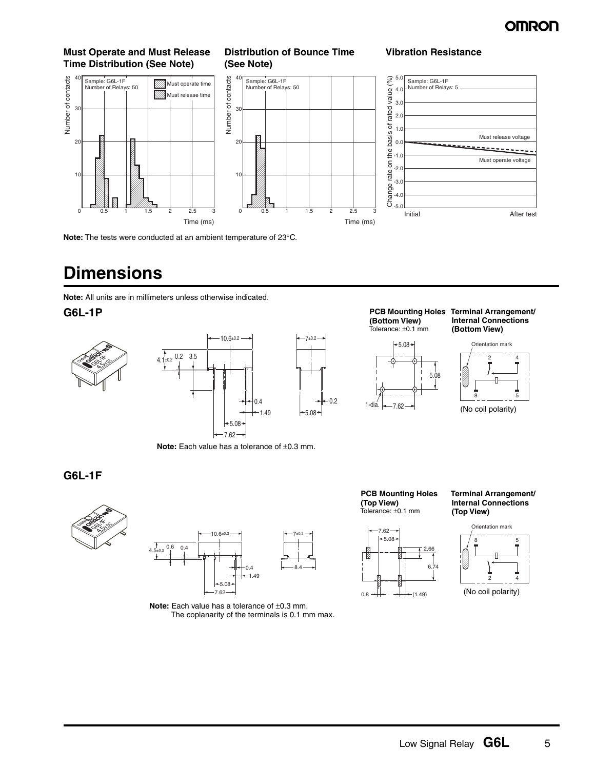**Must Operate and Must Release Time Distribution (See Note)**

Sample: G6L-1F
Number of Relays: 50

Must operate time
Must release time

Number of contacts

Time (ms)

**Distribution of Bounce Time (See Note)**

Sample: G6L-1F
Number of Relays: 50

Number of contacts

Time (ms)

**Vibration Resistance**

Sample: G6L-1F
Number of Relays: 5

Change rate on the basis of rated value (%)

Must release voltage
Must operate voltage

Initial
After test

**Note:** The tests were conducted at an ambient temperature of 23°C.

# Dimensions

**Note:** All units are in millimeters unless otherwise indicated.

## G6L-1P

**PCB Mounting Holes (Bottom View)**
Tolerance: ±0.1 mm

**Terminal Arrangement/ Internal Connections (Bottom View)**

Orientation mark

(No coil polarity)

**Note:** Each value has a tolerance of ±0.3 mm.

## G6L-1F

**PCB Mounting Holes (Top View)**
Tolerance: ±0.1 mm

**Terminal Arrangement/ Internal Connections (Top View)**

Orientation mark

(No coil polarity)

**Note:** Each value has a tolerance of ±0.3 mm.
The coplanarity of the terminals is 0.1 mm max.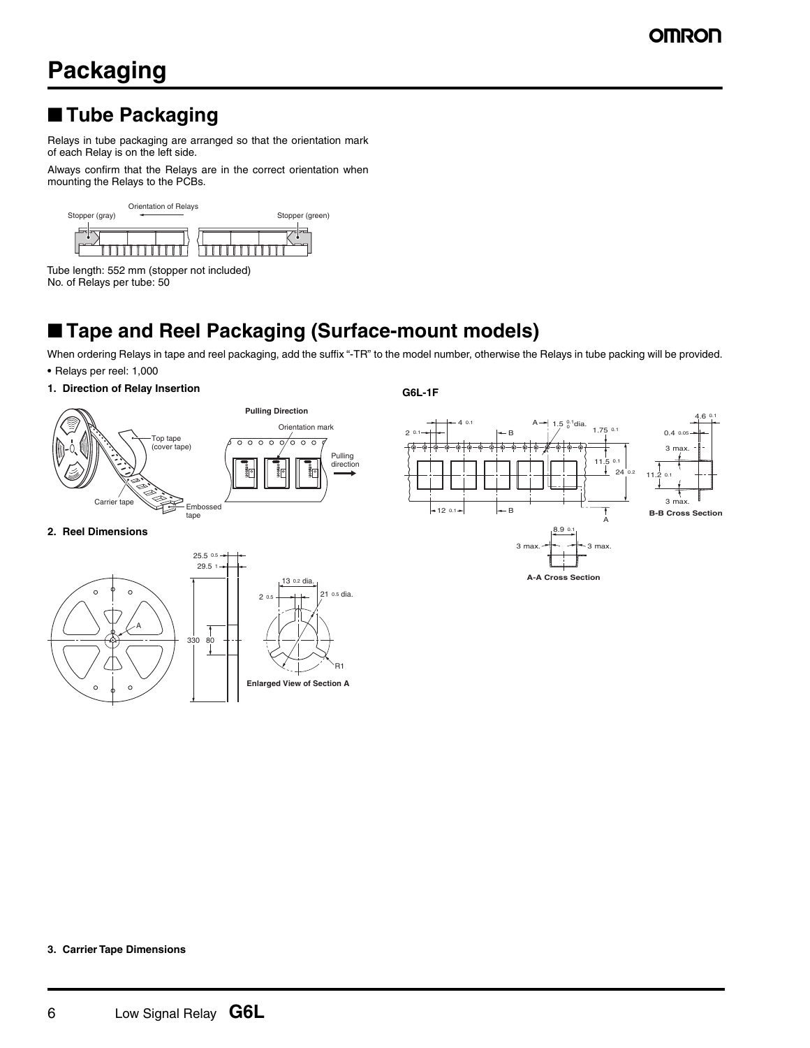# Packaging

## ■ Tube Packaging

Relays in tube packaging are arranged so that the orientation mark of each Relay is on the left side.

Always confirm that the Relays are in the correct orientation when mounting the Relays to the PCBs.

Orientation of Relays

Stopper (gray)

Stopper (green)

Tube length: 552 mm (stopper not included)
No. of Relays per tube: 50

## ■ Tape and Reel Packaging (Surface-mount models)

When ordering Relays in tape and reel packaging, add the suffix "-TR" to the model number, otherwise the Relays in tube packing will be provided.

- Relays per reel: 1,000

**1. Direction of Relay Insertion**

Top tape (cover tape)

Carrier tape

Embossed tape

**Pulling Direction**

Orientation mark

Pulling direction

**2. Reel Dimensions**

25.5 ± 0.5

29.5 ± 1

330

80

A

13 ± 0.2 dia.

2 ± 0.5

21 ± 0.5 dia.

R1

**Enlarged View of Section A**

**3. Carrier Tape Dimensions**

**G6L-1F**

4 ± 0.1

2 ± 0.1

1.5 $^{+0.1}_{0}$ dia.

1.75 ± 0.1

11.5 ± 0.1

24 ± 0.2

12 ± 0.1

4.6 ± 0.1

0.4 ± 0.05

3 max.

11.2 ± 0.1

3 max.

**B-B Cross Section**

8.9 ± 0.1

3 max.

3 max.

**A-A Cross Section**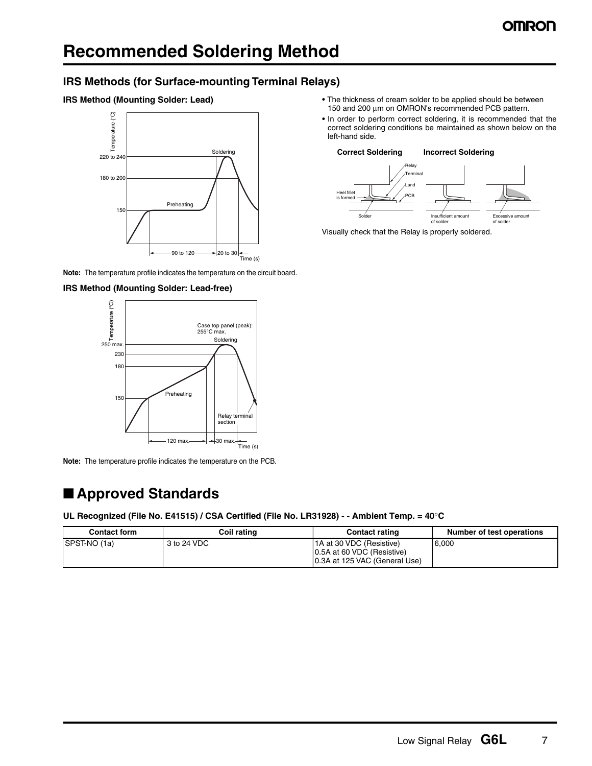# Recommended Soldering Method

### IRS Methods (for Surface-mounting Terminal Relays)

**IRS Method (Mounting Solder: Lead)**

**Note:** The temperature profile indicates the temperature on the circuit board.

**IRS Method (Mounting Solder: Lead-free)**

**Note:** The temperature profile indicates the temperature on the PCB.

- The thickness of cream solder to be applied should be between 150 and 200 μm on OMRON's recommended PCB pattern.
- In order to perform correct soldering, it is recommended that the correct soldering conditions be maintained as shown below on the left-hand side.

Visually check that the Relay is properly soldered.

## ■ Approved Standards

**UL Recognized (File No. E41515) / CSA Certified (File No. LR31928) - - Ambient Temp. = 40°C**

| Contact form | Coil rating | Contact rating | Number of test operations |
|---|---|---|---|
| SPST-NO (1a) | 3 to 24 VDC | 1A at 30 VDC (Resistive)<br>0.5A at 60 VDC (Resistive)<br>0.3A at 125 VAC (General Use) | 6,000 |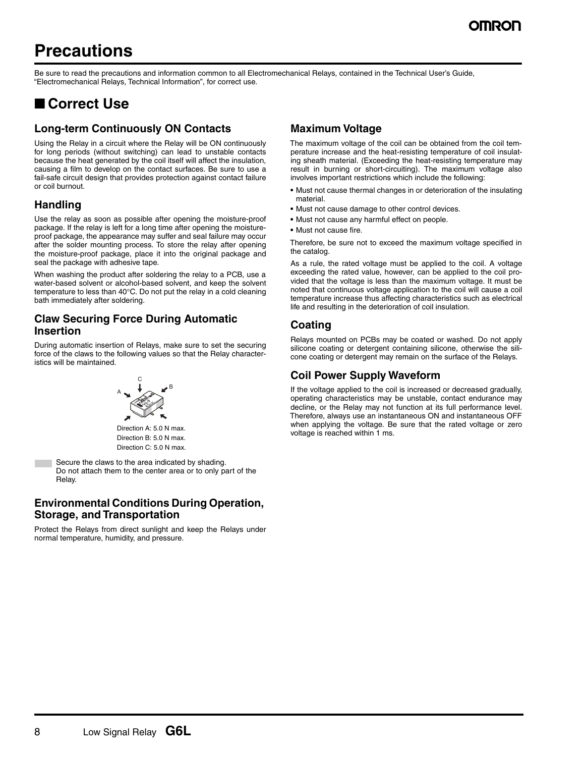# Precautions

Be sure to read the precautions and information common to all Electromechanical Relays, contained in the Technical User's Guide, "Electromechanical Relays, Technical Information", for correct use.

## ■ Correct Use

### Long-term Continuously ON Contacts

Using the Relay in a circuit where the Relay will be ON continuously for long periods (without switching) can lead to unstable contacts because the heat generated by the coil itself will affect the insulation, causing a film to develop on the contact surfaces. Be sure to use a fail-safe circuit design that provides protection against contact failure or coil burnout.

### Handling

Use the relay as soon as possible after opening the moisture-proof package. If the relay is left for a long time after opening the moisture-proof package, the appearance may suffer and seal failure may occur after the solder mounting process. To store the relay after opening the moisture-proof package, place it into the original package and seal the package with adhesive tape.

When washing the product after soldering the relay to a PCB, use a water-based solvent or alcohol-based solvent, and keep the solvent temperature to less than 40°C. Do not put the relay in a cold cleaning bath immediately after soldering.

### Claw Securing Force During Automatic Insertion

During automatic insertion of Relays, make sure to set the securing force of the claws to the following values so that the Relay characteristics will be maintained.

Direction A: 5.0 N max.
Direction B: 5.0 N max.
Direction C: 5.0 N max.

Secure the claws to the area indicated by shading.
Do not attach them to the center area or to only part of the Relay.

### Environmental Conditions During Operation, Storage, and Transportation

Protect the Relays from direct sunlight and keep the Relays under normal temperature, humidity, and pressure.

### Maximum Voltage

The maximum voltage of the coil can be obtained from the coil temperature increase and the heat-resisting temperature of coil insulating sheath material. (Exceeding the heat-resisting temperature may result in burning or short-circuiting). The maximum voltage also involves important restrictions which include the following:

- Must not cause thermal changes in or deterioration of the insulating material.
- Must not cause damage to other control devices.
- Must not cause any harmful effect on people.
- Must not cause fire.

Therefore, be sure not to exceed the maximum voltage specified in the catalog.

As a rule, the rated voltage must be applied to the coil. A voltage exceeding the rated value, however, can be applied to the coil provided that the voltage is less than the maximum voltage. It must be noted that continuous voltage application to the coil will cause a coil temperature increase thus affecting characteristics such as electrical life and resulting in the deterioration of coil insulation.

### Coating

Relays mounted on PCBs may be coated or washed. Do not apply silicone coating or detergent containing silicone, otherwise the silicone coating or detergent may remain on the surface of the Relays.

### Coil Power Supply Waveform

If the voltage applied to the coil is increased or decreased gradually, operating characteristics may be unstable, contact endurance may decline, or the Relay may not function at its full performance level. Therefore, always use an instantaneous ON and instantaneous OFF when applying the voltage. Be sure that the rated voltage or zero voltage is reached within 1 ms.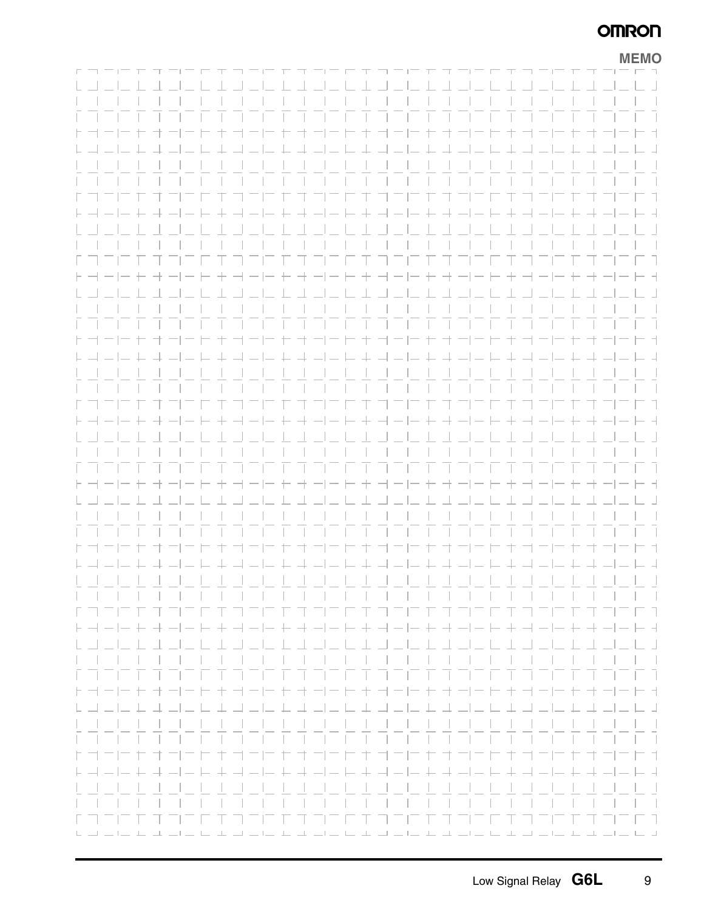MEMO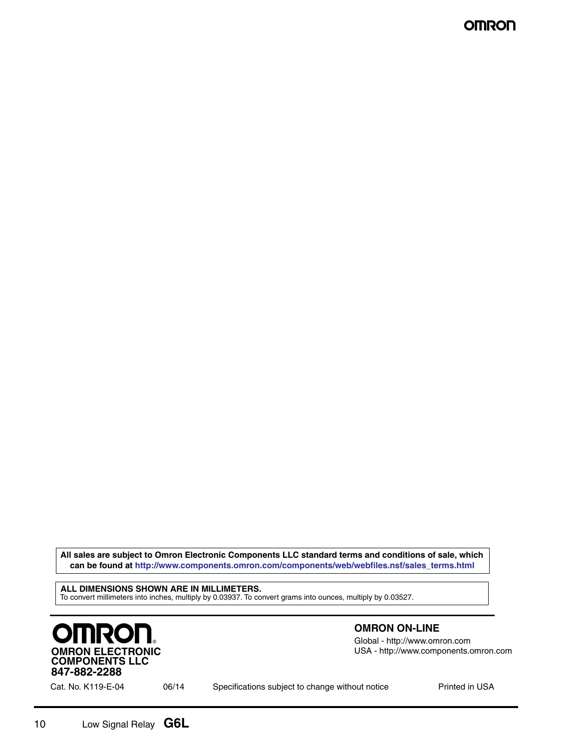All sales are subject to Omron Electronic Components LLC standard terms and conditions of sale, which can be found at http://www.components.omron.com/components/web/webfiles.nsf/sales_terms.html

**ALL DIMENSIONS SHOWN ARE IN MILLIMETERS.**
To convert millimeters into inches, multiply by 0.03937. To convert grams into ounces, multiply by 0.03527.

**OMRON**

**OMRON ELECTRONIC COMPONENTS LLC**
**847-882-2288**

**OMRON ON-LINE**

Global - http://www.omron.com
USA - http://www.components.omron.com

Cat. No. K119-E-04 06/14 Specifications subject to change without notice Printed in USA